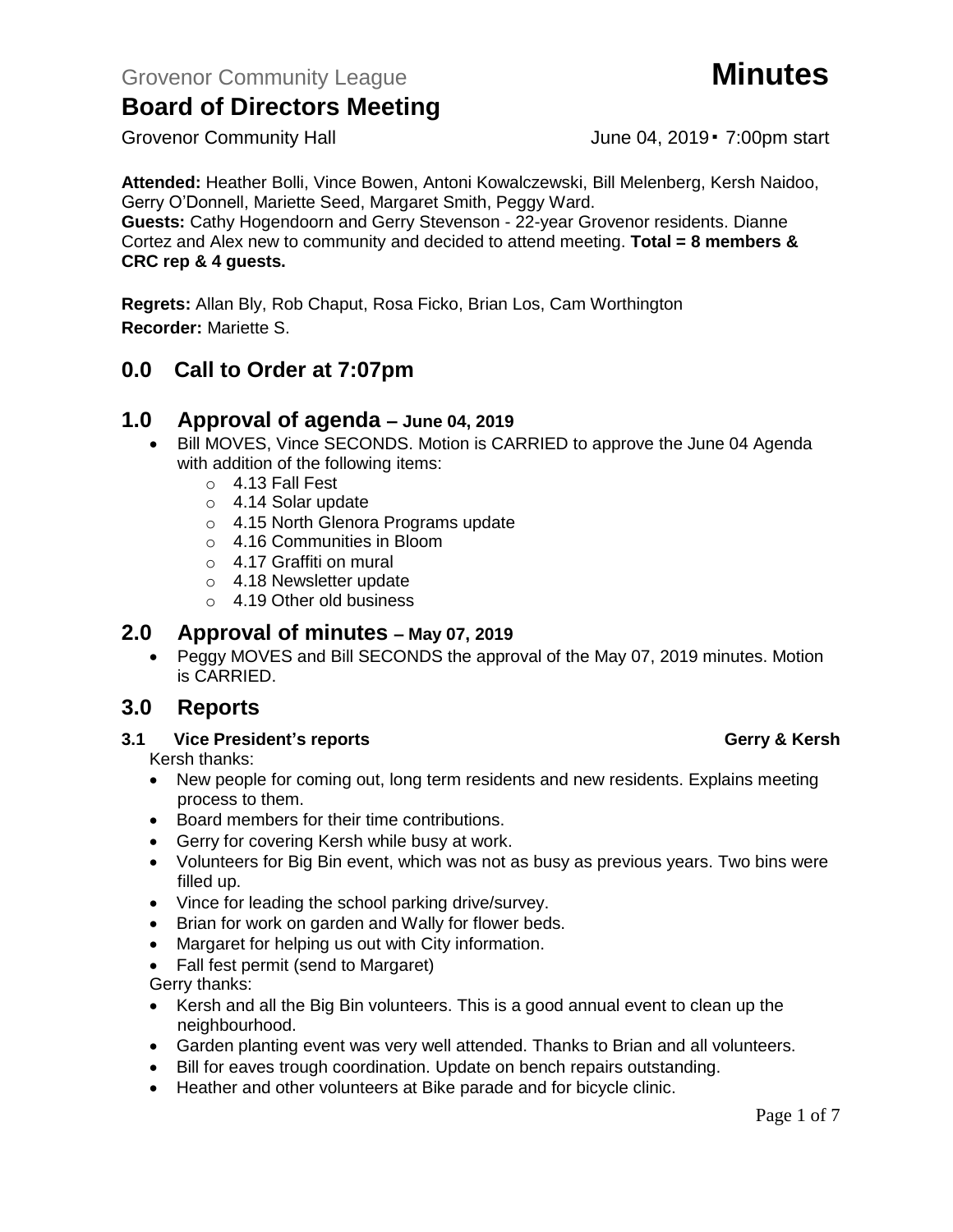Grovenor Community League **Minutes**

# Board of Directors Meeting

Grovenor Community Hall June 04, 2019 ▪ 7:00pm start

**Attended:** Heather Bolli, Vince Bowen, Antoni Kowalczewski, Bill Melenberg, Kersh Naidoo, Gerry O'Donnell, Mariette Seed, Margaret Smith, Peggy Ward.
**Guests:** Cathy Hogendoorn and Gerry Stevenson - 22-year Grovenor residents. Dianne Cortez and Alex new to community and decided to attend meeting. **Total = 8 members & CRC rep & 4 guests.**

**Regrets:** Allan Bly, Rob Chaput, Rosa Ficko, Brian Los, Cam Worthington
**Recorder:** Mariette S.

## 0.0 Call to Order at 7:07pm

## 1.0 Approval of agenda – June 04, 2019

- Bill MOVES, Vince SECONDS. Motion is CARRIED to approve the June 04 Agenda with addition of the following items:
  - 4.13 Fall Fest
  - 4.14 Solar update
  - 4.15 North Glenora Programs update
  - 4.16 Communities in Bloom
  - 4.17 Graffiti on mural
  - 4.18 Newsletter update
  - 4.19 Other old business

## 2.0 Approval of minutes – May 07, 2019

- Peggy MOVES and Bill SECONDS the approval of the May 07, 2019 minutes. Motion is CARRIED.

## 3.0 Reports

### 3.1 Vice President's reports — Gerry & Kersh

Kersh thanks:

- New people for coming out, long term residents and new residents. Explains meeting process to them.
- Board members for their time contributions.
- Gerry for covering Kersh while busy at work.
- Volunteers for Big Bin event, which was not as busy as previous years. Two bins were filled up.
- Vince for leading the school parking drive/survey.
- Brian for work on garden and Wally for flower beds.
- Margaret for helping us out with City information.
- Fall fest permit (send to Margaret)

Gerry thanks:

- Kersh and all the Big Bin volunteers. This is a good annual event to clean up the neighbourhood.
- Garden planting event was very well attended. Thanks to Brian and all volunteers.
- Bill for eaves trough coordination. Update on bench repairs outstanding.
- Heather and other volunteers at Bike parade and for bicycle clinic.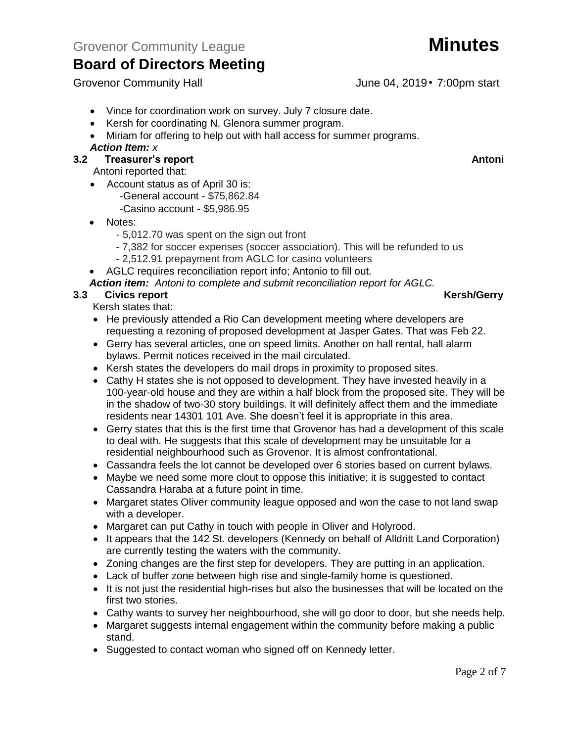- Vince for coordination work on survey. July 7 closure date.
- Kersh for coordinating N. Glenora summer program.
- Miriam for offering to help out with hall access for summer programs.

***Action Item:*** *x*

### 3.2 Treasurer's report — Antoni

Antoni reported that:

- Account status as of April 30 is:
  - -General account - $75,862.84
  - -Casino account - $5,986.95
- Notes:
  - - 5,012.70 was spent on the sign out front
  - - 7,382 for soccer expenses (soccer association). This will be refunded to us
  - - 2,512.91 prepayment from AGLC for casino volunteers
- AGLC requires reconciliation report info; Antonio to fill out.

***Action item:*** *Antoni to complete and submit reconciliation report for AGLC.*

### 3.3 Civics report — Kersh/Gerry

Kersh states that:

- He previously attended a Rio Can development meeting where developers are requesting a rezoning of proposed development at Jasper Gates. That was Feb 22.
- Gerry has several articles, one on speed limits. Another on hall rental, hall alarm bylaws. Permit notices received in the mail circulated.
- Kersh states the developers do mail drops in proximity to proposed sites.
- Cathy H states she is not opposed to development. They have invested heavily in a 100-year-old house and they are within a half block from the proposed site. They will be in the shadow of two-30 story buildings. It will definitely affect them and the immediate residents near 14301 101 Ave. She doesn't feel it is appropriate in this area.
- Gerry states that this is the first time that Grovenor has had a development of this scale to deal with. He suggests that this scale of development may be unsuitable for a residential neighbourhood such as Grovenor. It is almost confrontational.
- Cassandra feels the lot cannot be developed over 6 stories based on current bylaws.
- Maybe we need some more clout to oppose this initiative; it is suggested to contact Cassandra Haraba at a future point in time.
- Margaret states Oliver community league opposed and won the case to not land swap with a developer.
- Margaret can put Cathy in touch with people in Oliver and Holyrood.
- It appears that the 142 St. developers (Kennedy on behalf of Alldritt Land Corporation) are currently testing the waters with the community.
- Zoning changes are the first step for developers. They are putting in an application.
- Lack of buffer zone between high rise and single-family home is questioned.
- It is not just the residential high-rises but also the businesses that will be located on the first two stories.
- Cathy wants to survey her neighbourhood, she will go door to door, but she needs help.
- Margaret suggests internal engagement within the community before making a public stand.
- Suggested to contact woman who signed off on Kennedy letter.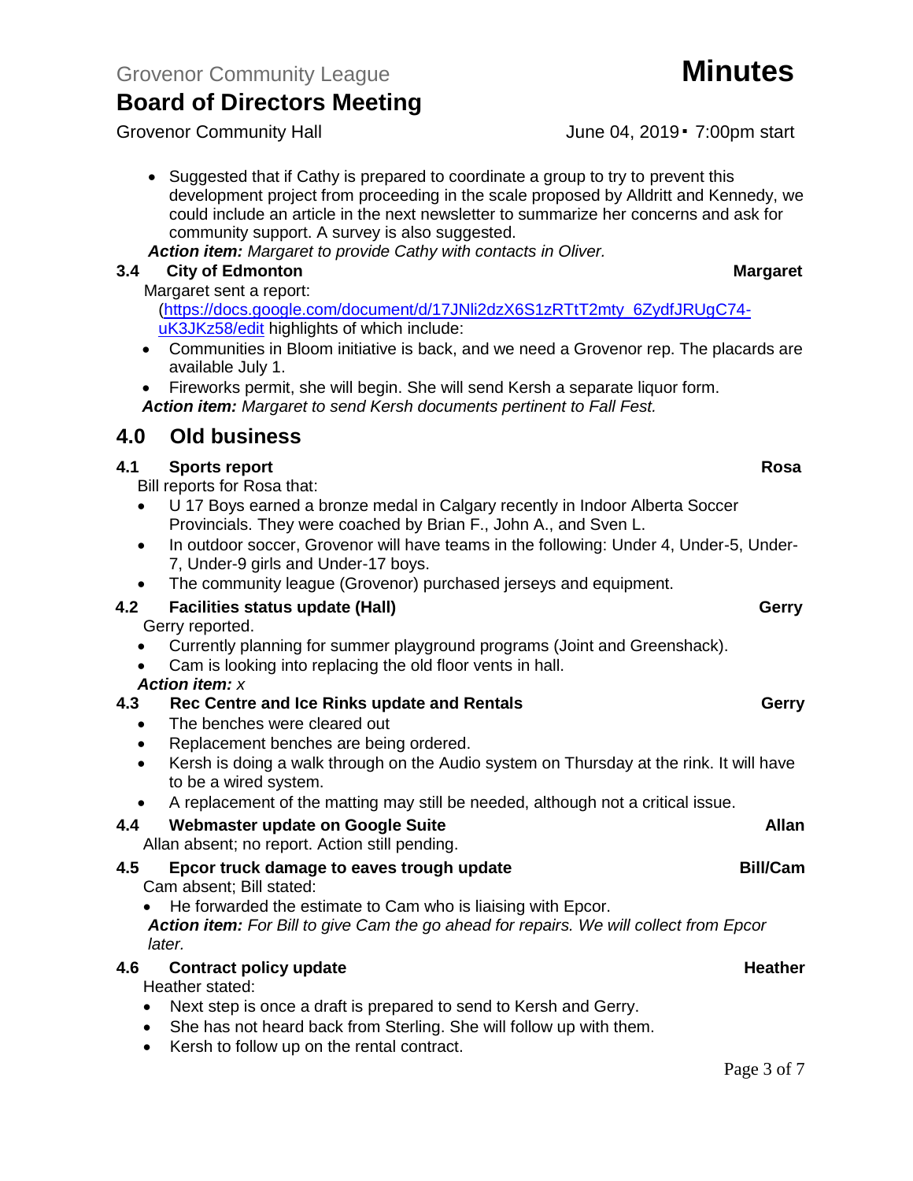- Suggested that if Cathy is prepared to coordinate a group to try to prevent this development project from proceeding in the scale proposed by Alldritt and Kennedy, we could include an article in the next newsletter to summarize her concerns and ask for community support. A survey is also suggested.

***Action item:*** *Margaret to provide Cathy with contacts in Oliver.*

### 3.4 City of Edmonton — Margaret

Margaret sent a report: (https://docs.google.com/document/d/17JNli2dzX6S1zRTtT2mty_6ZydfJRUgC74-uK3JKz58/edit highlights of which include:

- Communities in Bloom initiative is back, and we need a Grovenor rep. The placards are available July 1.
- Fireworks permit, she will begin. She will send Kersh a separate liquor form.

***Action item:*** *Margaret to send Kersh documents pertinent to Fall Fest.*

## 4.0 Old business

### 4.1 Sports report — Rosa

Bill reports for Rosa that:

- U 17 Boys earned a bronze medal in Calgary recently in Indoor Alberta Soccer Provincials. They were coached by Brian F., John A., and Sven L.
- In outdoor soccer, Grovenor will have teams in the following: Under 4, Under-5, Under-7, Under-9 girls and Under-17 boys.
- The community league (Grovenor) purchased jerseys and equipment.

### 4.2 Facilities status update (Hall) — Gerry

Gerry reported.

- Currently planning for summer playground programs (Joint and Greenshack).
- Cam is looking into replacing the old floor vents in hall.

***Action item:*** *x*

### 4.3 Rec Centre and Ice Rinks update and Rentals — Gerry

- The benches were cleared out
- Replacement benches are being ordered.
- Kersh is doing a walk through on the Audio system on Thursday at the rink. It will have to be a wired system.
- A replacement of the matting may still be needed, although not a critical issue.

### 4.4 Webmaster update on Google Suite — Allan

Allan absent; no report. Action still pending.

### 4.5 Epcor truck damage to eaves trough update — Bill/Cam

Cam absent; Bill stated:

- He forwarded the estimate to Cam who is liaising with Epcor.

***Action item:*** *For Bill to give Cam the go ahead for repairs. We will collect from Epcor later.*

### 4.6 Contract policy update — Heather

Heather stated:

- Next step is once a draft is prepared to send to Kersh and Gerry.
- She has not heard back from Sterling. She will follow up with them.
- Kersh to follow up on the rental contract.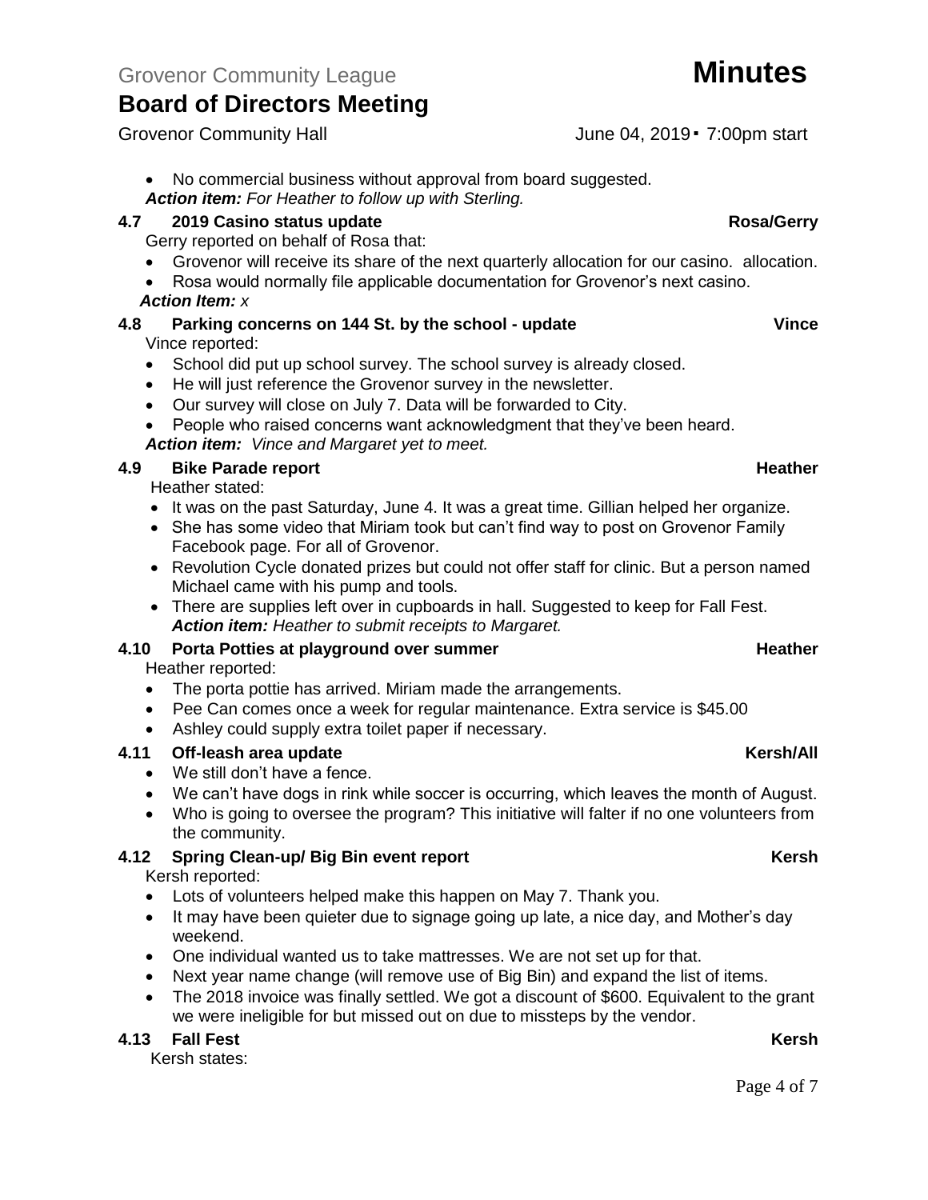- No commercial business without approval from board suggested.

***Action item:*** *For Heather to follow up with Sterling.*

### 4.7 2019 Casino status update — Rosa/Gerry

Gerry reported on behalf of Rosa that:

- Grovenor will receive its share of the next quarterly allocation for our casino. allocation.
- Rosa would normally file applicable documentation for Grovenor's next casino.

***Action Item:*** *x*

### 4.8 Parking concerns on 144 St. by the school - update — Vince

Vince reported:

- School did put up school survey. The school survey is already closed.
- He will just reference the Grovenor survey in the newsletter.
- Our survey will close on July 7. Data will be forwarded to City.
- People who raised concerns want acknowledgment that they've been heard.

***Action item:*** *Vince and Margaret yet to meet.*

### 4.9 Bike Parade report — Heather

Heather stated:

- It was on the past Saturday, June 4. It was a great time. Gillian helped her organize.
- She has some video that Miriam took but can't find way to post on Grovenor Family Facebook page. For all of Grovenor.
- Revolution Cycle donated prizes but could not offer staff for clinic. But a person named Michael came with his pump and tools.
- There are supplies left over in cupboards in hall. Suggested to keep for Fall Fest.

***Action item:*** *Heather to submit receipts to Margaret.*

### 4.10 Porta Potties at playground over summer — Heather

Heather reported:

- The porta pottie has arrived. Miriam made the arrangements.
- Pee Can comes once a week for regular maintenance. Extra service is $45.00
- Ashley could supply extra toilet paper if necessary.

### 4.11 Off-leash area update — Kersh/All

- We still don't have a fence.
- We can't have dogs in rink while soccer is occurring, which leaves the month of August.
- Who is going to oversee the program? This initiative will falter if no one volunteers from the community.

### 4.12 Spring Clean-up/ Big Bin event report — Kersh

Kersh reported:

- Lots of volunteers helped make this happen on May 7. Thank you.
- It may have been quieter due to signage going up late, a nice day, and Mother's day weekend.
- One individual wanted us to take mattresses. We are not set up for that.
- Next year name change (will remove use of Big Bin) and expand the list of items.
- The 2018 invoice was finally settled. We got a discount of $600. Equivalent to the grant we were ineligible for but missed out on due to missteps by the vendor.

### 4.13 Fall Fest — Kersh

Kersh states: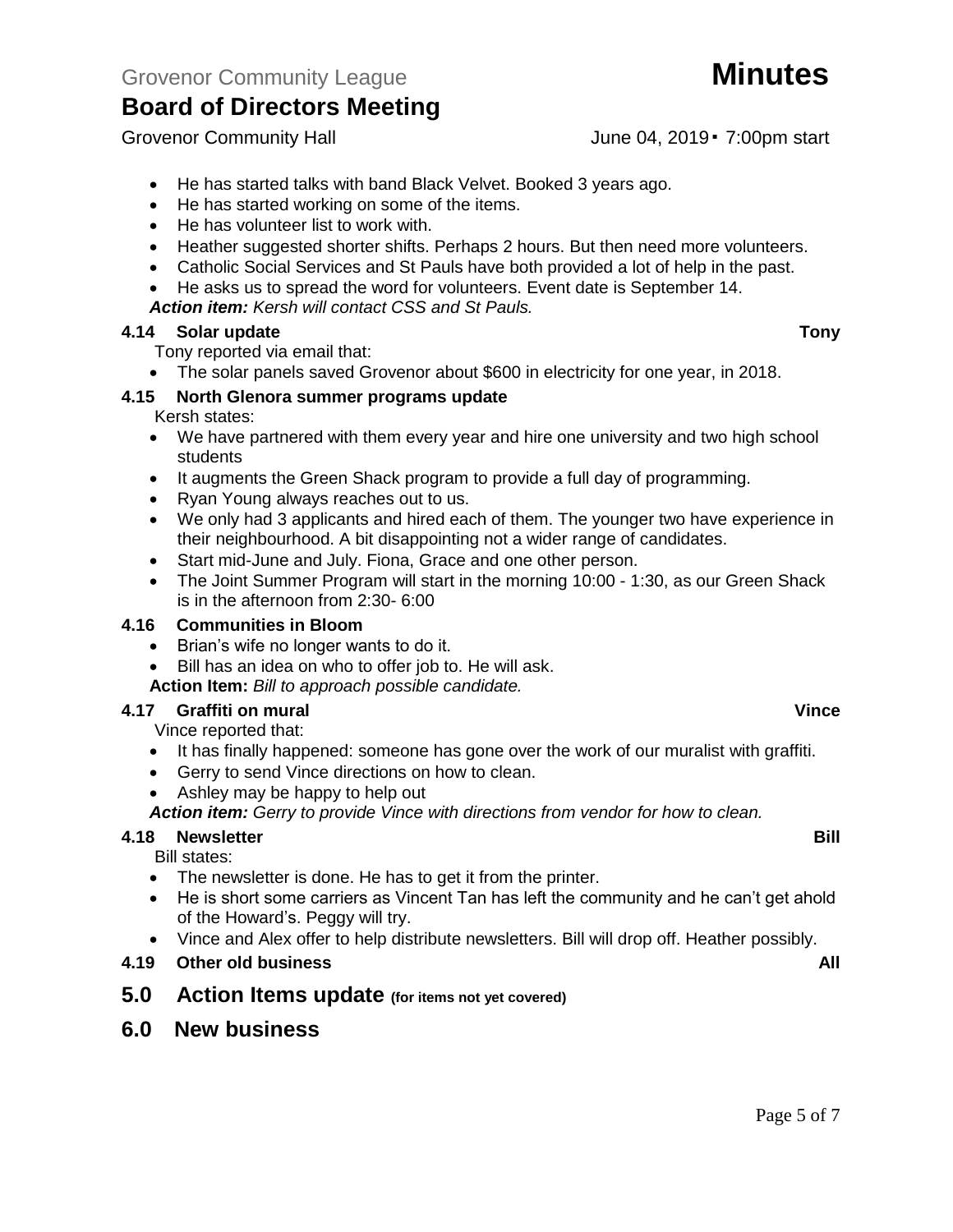- He has started talks with band Black Velvet. Booked 3 years ago.
- He has started working on some of the items.
- He has volunteer list to work with.
- Heather suggested shorter shifts. Perhaps 2 hours. But then need more volunteers.
- Catholic Social Services and St Pauls have both provided a lot of help in the past.
- He asks us to spread the word for volunteers. Event date is September 14.

***Action item:*** *Kersh will contact CSS and St Pauls.*

### 4.14 Solar update — Tony

Tony reported via email that:

- The solar panels saved Grovenor about $600 in electricity for one year, in 2018.

### 4.15 North Glenora summer programs update

Kersh states:

- We have partnered with them every year and hire one university and two high school students
- It augments the Green Shack program to provide a full day of programming.
- Ryan Young always reaches out to us.
- We only had 3 applicants and hired each of them. The younger two have experience in their neighbourhood. A bit disappointing not a wider range of candidates.
- Start mid-June and July. Fiona, Grace and one other person.
- The Joint Summer Program will start in the morning 10:00 - 1:30, as our Green Shack is in the afternoon from 2:30- 6:00

### 4.16 Communities in Bloom

- Brian's wife no longer wants to do it.
- Bill has an idea on who to offer job to. He will ask.

**Action Item:** *Bill to approach possible candidate.*

### 4.17 Graffiti on mural — Vince

Vince reported that:

- It has finally happened: someone has gone over the work of our muralist with graffiti.
- Gerry to send Vince directions on how to clean.
- Ashley may be happy to help out

***Action item:*** *Gerry to provide Vince with directions from vendor for how to clean.*

### 4.18 Newsletter — Bill

Bill states:

- The newsletter is done. He has to get it from the printer.
- He is short some carriers as Vincent Tan has left the community and he can't get ahold of the Howard's. Peggy will try.
- Vince and Alex offer to help distribute newsletters. Bill will drop off. Heather possibly.

### 4.19 Other old business — All

## 5.0 Action Items update (for items not yet covered)

## 6.0 New business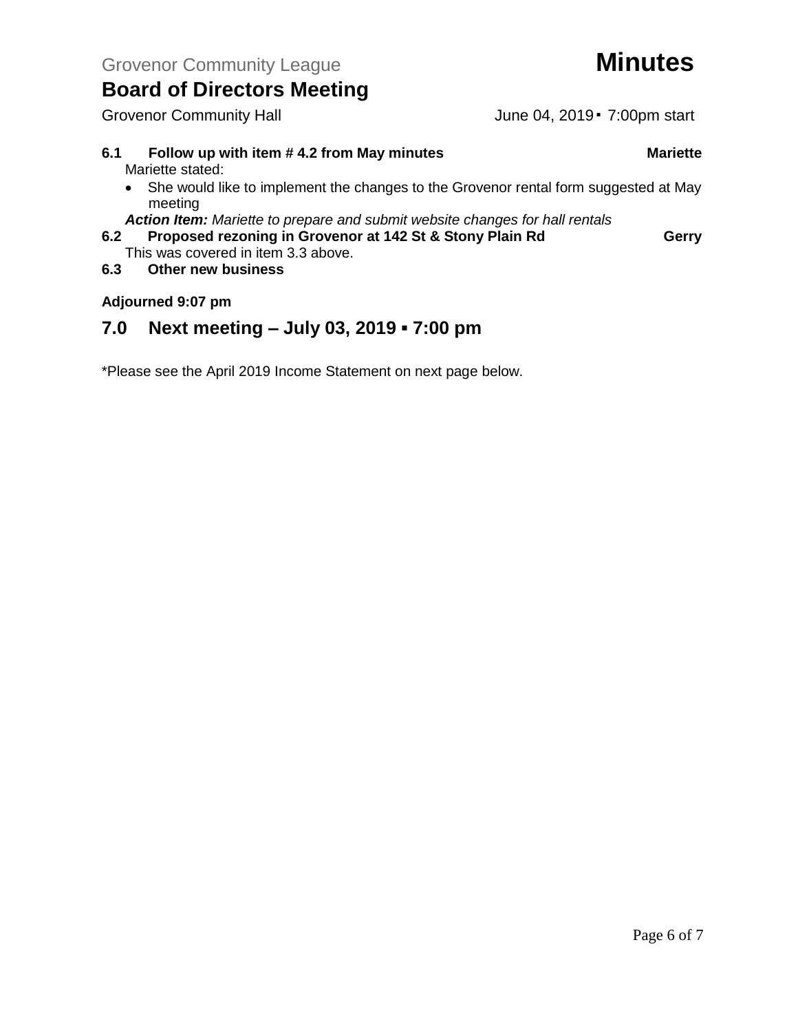**6.1 Follow up with item # 4.2 from May minutes** **Mariette**

Mariette stated:

- She would like to implement the changes to the Grovenor rental form suggested at May meeting

***Action Item:*** *Mariette to prepare and submit website changes for hall rentals*

**6.2 Proposed rezoning in Grovenor at 142 St & Stony Plain Rd** **Gerry**

This was covered in item 3.3 above.

**6.3 Other new business**

**Adjourned 9:07 pm**

## 7.0 Next meeting – July 03, 2019 ▪ 7:00 pm

*Please see the April 2019 Income Statement on next page below.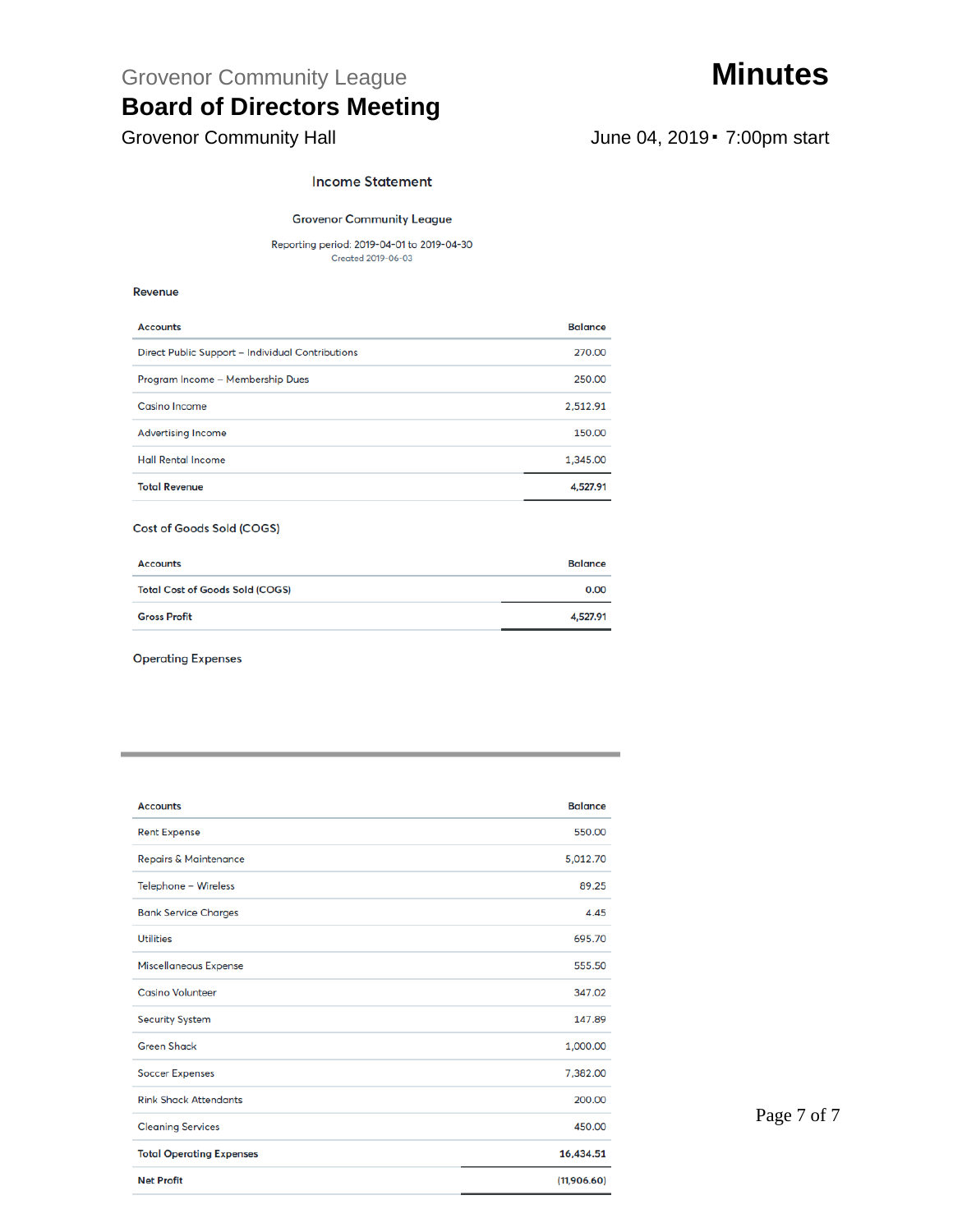## Income Statement

### Grovenor Community League

Reporting period: 2019-04-01 to 2019-04-30

Created 2019-06-03

#### Revenue

| Accounts | Balance |
|---|---|
| Direct Public Support – Individual Contributions | 270.00 |
| Program Income – Membership Dues | 250.00 |
| Casino Income | 2,512.91 |
| Advertising Income | 150.00 |
| Hall Rental Income | 1,345.00 |
| **Total Revenue** | **4,527.91** |

#### Cost of Goods Sold (COGS)

| Accounts | Balance |
|---|---|
| **Total Cost of Goods Sold (COGS)** | **0.00** |
| **Gross Profit** | **4,527.91** |

#### Operating Expenses

| Accounts | Balance |
|---|---|
| Rent Expense | 550.00 |
| Repairs & Maintenance | 5,012.70 |
| Telephone – Wireless | 89.25 |
| Bank Service Charges | 4.45 |
| Utilities | 695.70 |
| Miscellaneous Expense | 555.50 |
| Casino Volunteer | 347.02 |
| Security System | 147.89 |
| Green Shack | 1,000.00 |
| Soccer Expenses | 7,382.00 |
| Rink Shack Attendants | 200.00 |
| Cleaning Services | 450.00 |
| **Total Operating Expenses** | **16,434.51** |
| **Net Profit** | **(11,906.60)** |